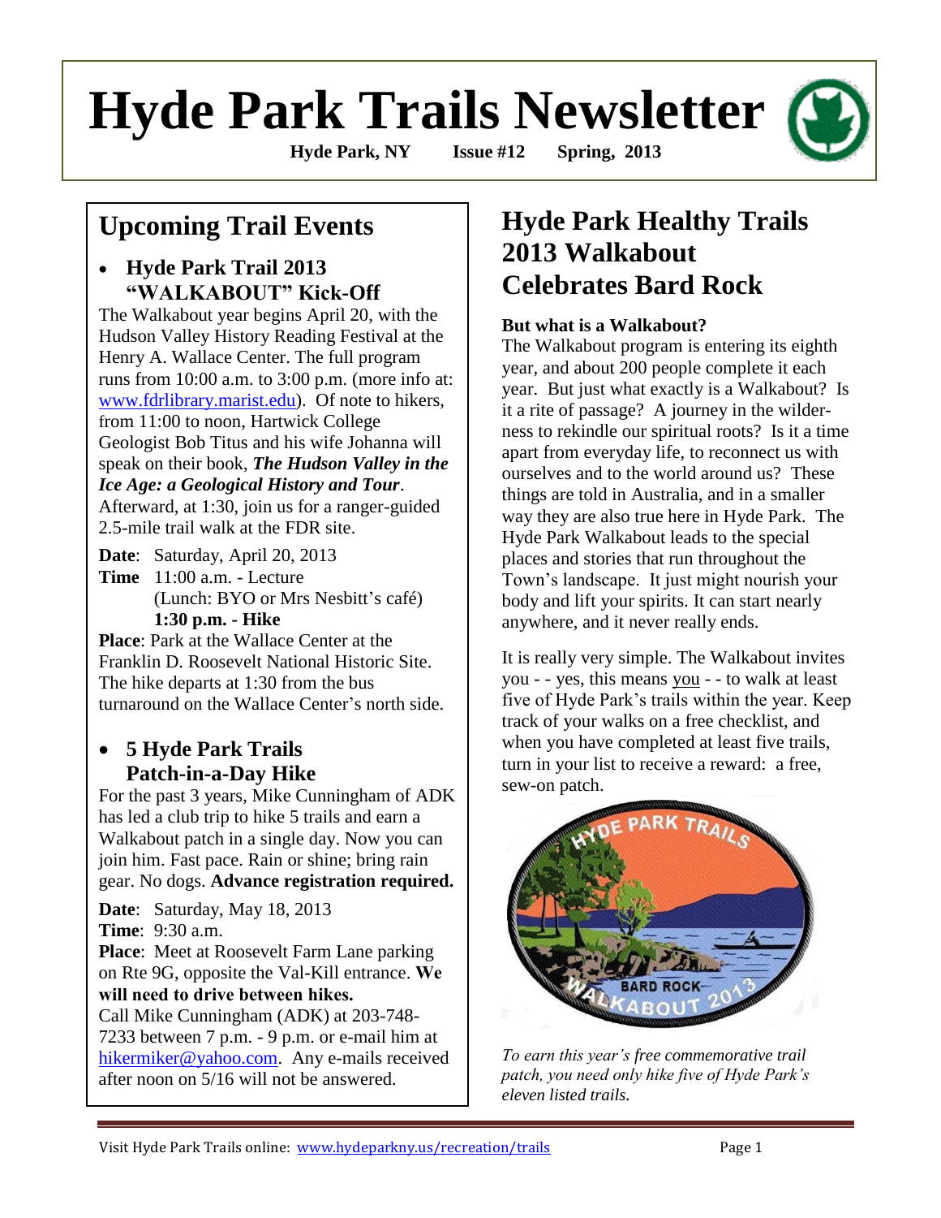# Hyde Park Trails Newsletter

**Hyde Park, NY Issue #12 Spring, 2013**

## Upcoming Trail Events

- ### Hyde Park Trail 2013 "WALKABOUT" Kick-Off

The Walkabout year begins April 20, with the Hudson Valley History Reading Festival at the Henry A. Wallace Center. The full program runs from 10:00 a.m. to 3:00 p.m. (more info at: www.fdrlibrary.marist.edu). Of note to hikers, from 11:00 to noon, Hartwick College Geologist Bob Titus and his wife Johanna will speak on their book, ***The Hudson Valley in the Ice Age: a Geological History and Tour***. Afterward, at 1:30, join us for a ranger-guided 2.5-mile trail walk at the FDR site.

**Date**: Saturday, April 20, 2013
**Time** 11:00 a.m. - Lecture
(Lunch: BYO or Mrs Nesbitt's café)
**1:30 p.m. - Hike**
**Place**: Park at the Wallace Center at the Franklin D. Roosevelt National Historic Site. The hike departs at 1:30 from the bus turnaround on the Wallace Center's north side.

- ### 5 Hyde Park Trails Patch-in-a-Day Hike

For the past 3 years, Mike Cunningham of ADK has led a club trip to hike 5 trails and earn a Walkabout patch in a single day. Now you can join him. Fast pace. Rain or shine; bring rain gear. No dogs. **Advance registration required.**

**Date**: Saturday, May 18, 2013
**Time**: 9:30 a.m.
**Place**: Meet at Roosevelt Farm Lane parking on Rte 9G, opposite the Val-Kill entrance. **We will need to drive between hikes.**
Call Mike Cunningham (ADK) at 203-748-7233 between 7 p.m. - 9 p.m. or e-mail him at hikermiker@yahoo.com. Any e-mails received after noon on 5/16 will not be answered.

## Hyde Park Healthy Trails 2013 Walkabout Celebrates Bard Rock

**But what is a Walkabout?**

The Walkabout program is entering its eighth year, and about 200 people complete it each year. But just what exactly is a Walkabout? Is it a rite of passage? A journey in the wilderness to rekindle our spiritual roots? Is it a time apart from everyday life, to reconnect us with ourselves and to the world around us? These things are told in Australia, and in a smaller way they are also true here in Hyde Park. The Hyde Park Walkabout leads to the special places and stories that run throughout the Town's landscape. It just might nourish your body and lift your spirits. It can start nearly anywhere, and it never really ends.

It is really very simple. The Walkabout invites you - - yes, this means you - - to walk at least five of Hyde Park's trails within the year. Keep track of your walks on a free checklist, and when you have completed at least five trails, turn in your list to receive a reward: a free, sew-on patch.

*To earn this year's free commemorative trail patch, you need only hike five of Hyde Park's eleven listed trails.*

Visit Hyde Park Trails online: www.hydeparkny.us/recreation/trails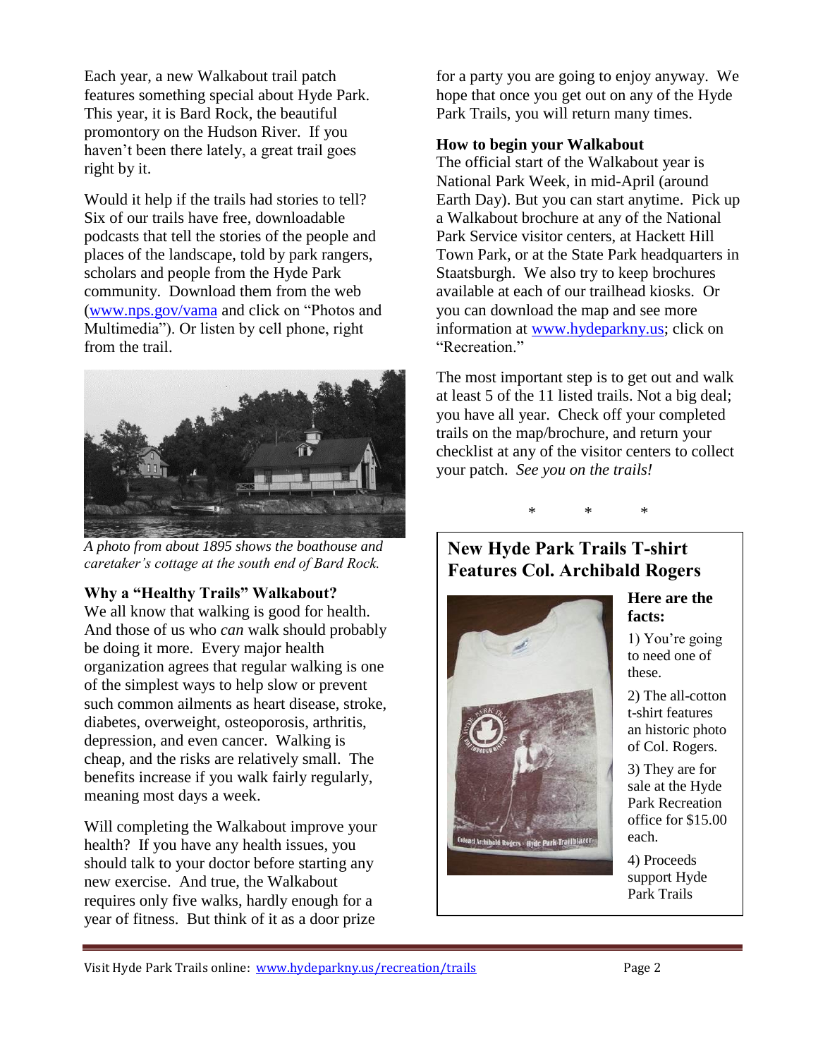Each year, a new Walkabout trail patch features something special about Hyde Park. This year, it is Bard Rock, the beautiful promontory on the Hudson River. If you haven't been there lately, a great trail goes right by it.

Would it help if the trails had stories to tell? Six of our trails have free, downloadable podcasts that tell the stories of the people and places of the landscape, told by park rangers, scholars and people from the Hyde Park community. Download them from the web ([www.nps.gov/vama](http://www.nps.gov/vama) and click on "Photos and Multimedia"). Or listen by cell phone, right from the trail.

*A photo from about 1895 shows the boathouse and caretaker's cottage at the south end of Bard Rock.*

**Why a "Healthy Trails" Walkabout?**

We all know that walking is good for health. And those of us who *can* walk should probably be doing it more. Every major health organization agrees that regular walking is one of the simplest ways to help slow or prevent such common ailments as heart disease, stroke, diabetes, overweight, osteoporosis, arthritis, depression, and even cancer. Walking is cheap, and the risks are relatively small. The benefits increase if you walk fairly regularly, meaning most days a week.

Will completing the Walkabout improve your health? If you have any health issues, you should talk to your doctor before starting any new exercise. And true, the Walkabout requires only five walks, hardly enough for a year of fitness. But think of it as a door prize for a party you are going to enjoy anyway. We hope that once you get out on any of the Hyde Park Trails, you will return many times.

**How to begin your Walkabout**

The official start of the Walkabout year is National Park Week, in mid-April (around Earth Day). But you can start anytime. Pick up a Walkabout brochure at any of the National Park Service visitor centers, at Hackett Hill Town Park, or at the State Park headquarters in Staatsburgh. We also try to keep brochures available at each of our trailhead kiosks. Or you can download the map and see more information at [www.hydeparkny.us](http://www.hydeparkny.us); click on "Recreation."

The most important step is to get out and walk at least 5 of the 11 listed trails. Not a big deal; you have all year. Check off your completed trails on the map/brochure, and return your checklist at any of the visitor centers to collect your patch. *See you on the trails!*

\* \* \*

## New Hyde Park Trails T-shirt Features Col. Archibald Rogers

**Here are the facts:**

1) You're going to need one of these.

2) The all-cotton t-shirt features an historic photo of Col. Rogers.

3) They are for sale at the Hyde Park Recreation office for $15.00 each.

4) Proceeds support Hyde Park Trails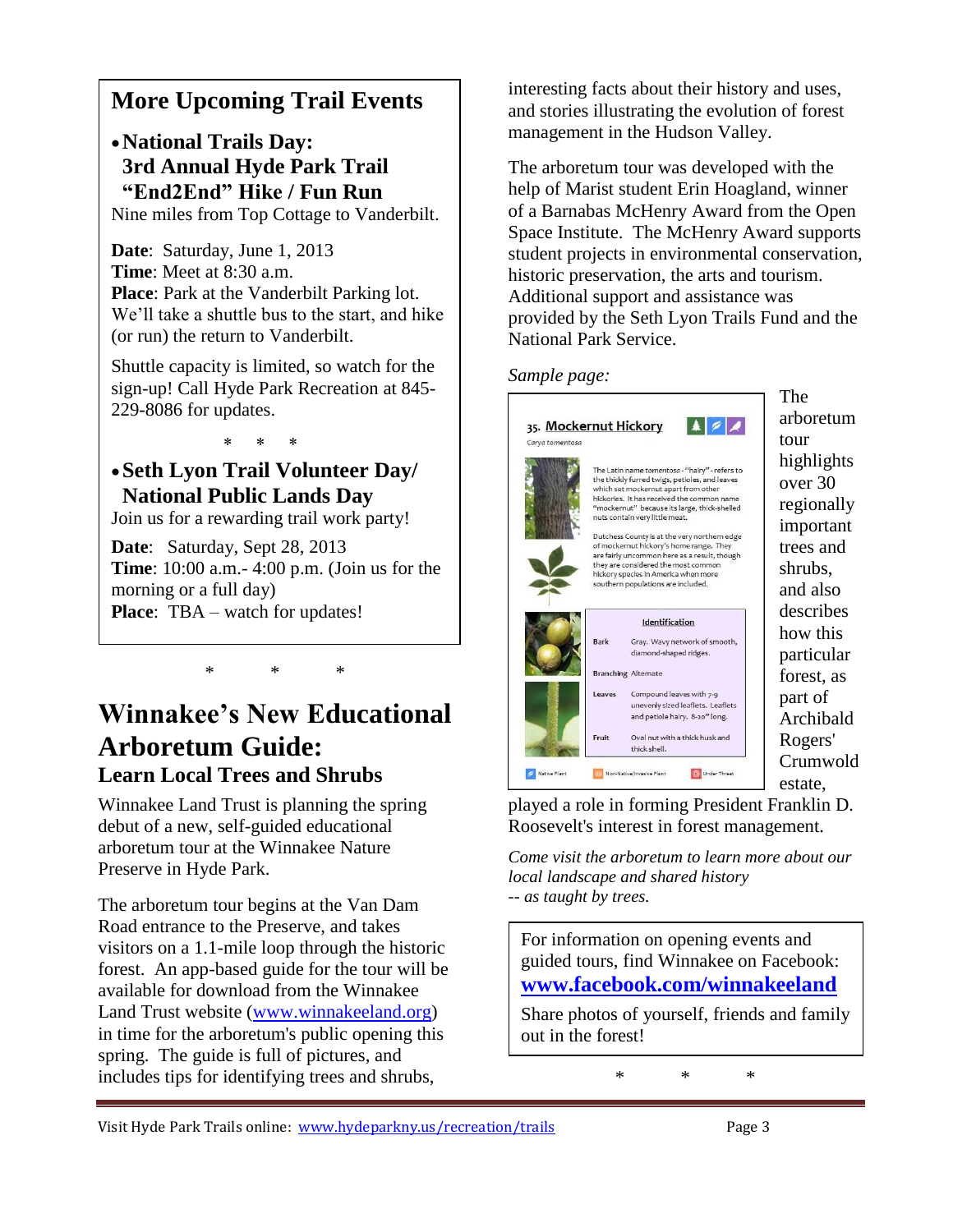## More Upcoming Trail Events

- **National Trails Day: 3rd Annual Hyde Park Trail "End2End" Hike / Fun Run**

Nine miles from Top Cottage to Vanderbilt.

**Date**: Saturday, June 1, 2013
**Time**: Meet at 8:30 a.m.
**Place**: Park at the Vanderbilt Parking lot. We'll take a shuttle bus to the start, and hike (or run) the return to Vanderbilt.

Shuttle capacity is limited, so watch for the sign-up! Call Hyde Park Recreation at 845-229-8086 for updates.

\* \* \*

- **Seth Lyon Trail Volunteer Day/ National Public Lands Day**

Join us for a rewarding trail work party!

**Date**: Saturday, Sept 28, 2013
**Time**: 10:00 a.m.- 4:00 p.m. (Join us for the morning or a full day)
**Place**: TBA – watch for updates!

\* \* \*

# Winnakee's New Educational Arboretum Guide:

### Learn Local Trees and Shrubs

Winnakee Land Trust is planning the spring debut of a new, self-guided educational arboretum tour at the Winnakee Nature Preserve in Hyde Park.

The arboretum tour begins at the Van Dam Road entrance to the Preserve, and takes visitors on a 1.1-mile loop through the historic forest. An app-based guide for the tour will be available for download from the Winnakee Land Trust website (www.winnakeeland.org) in time for the arboretum's public opening this spring. The guide is full of pictures, and includes tips for identifying trees and shrubs, interesting facts about their history and uses, and stories illustrating the evolution of forest management in the Hudson Valley.

The arboretum tour was developed with the help of Marist student Erin Hoagland, winner of a Barnabas McHenry Award from the Open Space Institute. The McHenry Award supports student projects in environmental conservation, historic preservation, the arts and tourism. Additional support and assistance was provided by the Seth Lyon Trails Fund and the National Park Service.

*Sample page:*

**35. Mockernut Hickory**
*Carya tomentosa*

The Latin name *tomentosa* - "hairy" - refers to the thickly furred twigs, petioles, and leaves which set mockernut apart from other hickories. It has received the common name "mockernut" because its large, thick-shelled nuts contain very little meat.

Dutchess County is at the very northern edge of mockernut hickory's home range. They are fairly uncommon here as a result, though they are considered the most common hickory species in America when more southern populations are included.

**Identification**

| | |
|---|---|
| Bark | Gray. Wavy network of smooth, diamond-shaped ridges. |
| Branching | Alternate |
| Leaves | Compound leaves with 7-9 unevenly sized leaflets. Leaflets and petiole hairy. 8-20" long. |
| Fruit | Oval nut with a thick husk and thick shell. |

Native Plant | Non-Native/Invasive Plant | Under Threat

The arboretum tour highlights over 30 regionally important trees and shrubs, and also describes how this particular forest, as part of Archibald Rogers' Crumwold estate, played a role in forming President Franklin D. Roosevelt's interest in forest management.

*Come visit the arboretum to learn more about our local landscape and shared history -- as taught by trees.*

For information on opening events and guided tours, find Winnakee on Facebook: **www.facebook.com/winnakeeland**

Share photos of yourself, friends and family out in the forest!

\* \* \*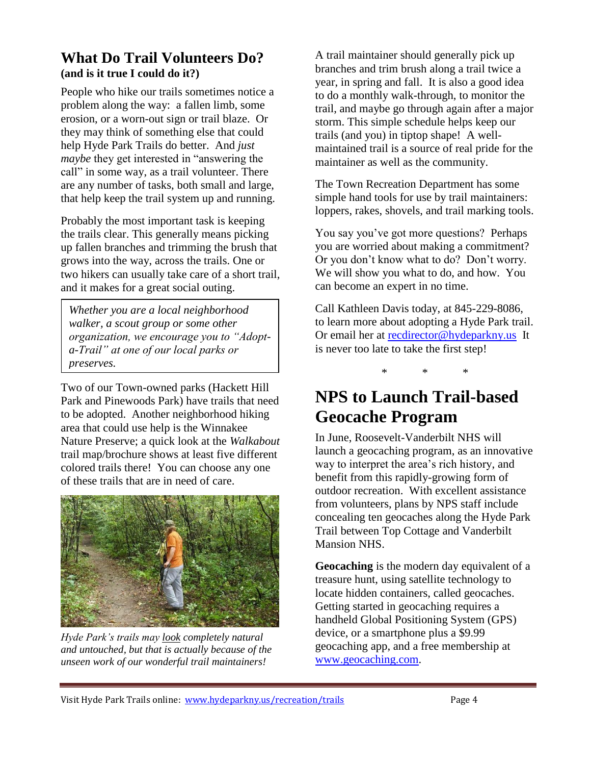## What Do Trail Volunteers Do?
**(and is it true I could do it?)**

People who hike our trails sometimes notice a problem along the way: a fallen limb, some erosion, or a worn-out sign or trail blaze. Or they may think of something else that could help Hyde Park Trails do better. And *just maybe* they get interested in "answering the call" in some way, as a trail volunteer. There are any number of tasks, both small and large, that help keep the trail system up and running.

Probably the most important task is keeping the trails clear. This generally means picking up fallen branches and trimming the brush that grows into the way, across the trails. One or two hikers can usually take care of a short trail, and it makes for a great social outing.

> *Whether you are a local neighborhood walker, a scout group or some other organization, we encourage you to "Adopt-a-Trail" at one of our local parks or preserves.*

Two of our Town-owned parks (Hackett Hill Park and Pinewoods Park) have trails that need to be adopted. Another neighborhood hiking area that could use help is the Winnakee Nature Preserve; a quick look at the *Walkabout* trail map/brochure shows at least five different colored trails there! You can choose any one of these trails that are in need of care.

*Hyde Park's trails may look completely natural and untouched, but that is actually because of the unseen work of our wonderful trail maintainers!*

A trail maintainer should generally pick up branches and trim brush along a trail twice a year, in spring and fall. It is also a good idea to do a monthly walk-through, to monitor the trail, and maybe go through again after a major storm. This simple schedule helps keep our trails (and you) in tiptop shape! A well-maintained trail is a source of real pride for the maintainer as well as the community.

The Town Recreation Department has some simple hand tools for use by trail maintainers: loppers, rakes, shovels, and trail marking tools.

You say you've got more questions? Perhaps you are worried about making a commitment? Or you don't know what to do? Don't worry. We will show you what to do, and how. You can become an expert in no time.

Call Kathleen Davis today, at 845-229-8086, to learn more about adopting a Hyde Park trail. Or email her at recdirector@hydeparkny.us It is never too late to take the first step!

\* \* \*

## NPS to Launch Trail-based Geocache Program

In June, Roosevelt-Vanderbilt NHS will launch a geocaching program, as an innovative way to interpret the area's rich history, and benefit from this rapidly-growing form of outdoor recreation. With excellent assistance from volunteers, plans by NPS staff include concealing ten geocaches along the Hyde Park Trail between Top Cottage and Vanderbilt Mansion NHS.

**Geocaching** is the modern day equivalent of a treasure hunt, using satellite technology to locate hidden containers, called geocaches. Getting started in geocaching requires a handheld Global Positioning System (GPS) device, or a smartphone plus a $9.99 geocaching app, and a free membership at www.geocaching.com.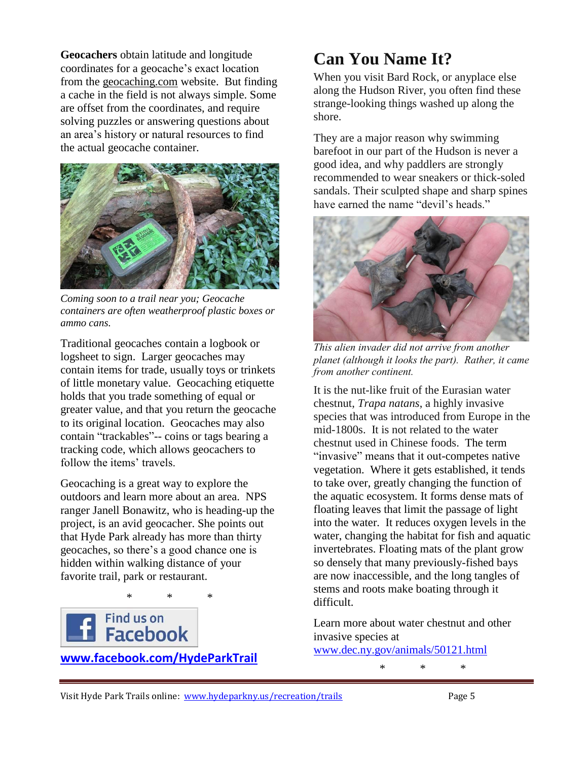**Geocachers** obtain latitude and longitude coordinates for a geocache's exact location from the geocaching.com website. But finding a cache in the field is not always simple. Some are offset from the coordinates, and require solving puzzles or answering questions about an area's history or natural resources to find the actual geocache container.

*Coming soon to a trail near you; Geocache containers are often weatherproof plastic boxes or ammo cans.*

Traditional geocaches contain a logbook or logsheet to sign. Larger geocaches may contain items for trade, usually toys or trinkets of little monetary value. Geocaching etiquette holds that you trade something of equal or greater value, and that you return the geocache to its original location. Geocaches may also contain "trackables"-- coins or tags bearing a tracking code, which allows geocachers to follow the items' travels.

Geocaching is a great way to explore the outdoors and learn more about an area. NPS ranger Janell Bonawitz, who is heading-up the project, is an avid geocacher. She points out that Hyde Park already has more than thirty geocaches, so there's a good chance one is hidden within walking distance of your favorite trail, park or restaurant.

\* \* \*

Find us on Facebook

**www.facebook.com/HydeParkTrail**

# Can You Name It?

When you visit Bard Rock, or anyplace else along the Hudson River, you often find these strange-looking things washed up along the shore.

They are a major reason why swimming barefoot in our part of the Hudson is never a good idea, and why paddlers are strongly recommended to wear sneakers or thick-soled sandals. Their sculpted shape and sharp spines have earned the name "devil's heads."

*This alien invader did not arrive from another planet (although it looks the part). Rather, it came from another continent.*

It is the nut-like fruit of the Eurasian water chestnut, *Trapa natans*, a highly invasive species that was introduced from Europe in the mid-1800s. It is not related to the water chestnut used in Chinese foods. The term "invasive" means that it out-competes native vegetation. Where it gets established, it tends to take over, greatly changing the function of the aquatic ecosystem. It forms dense mats of floating leaves that limit the passage of light into the water. It reduces oxygen levels in the water, changing the habitat for fish and aquatic invertebrates. Floating mats of the plant grow so densely that many previously-fished bays are now inaccessible, and the long tangles of stems and roots make boating through it difficult.

Learn more about water chestnut and other invasive species at www.dec.ny.gov/animals/50121.html

\* \* \*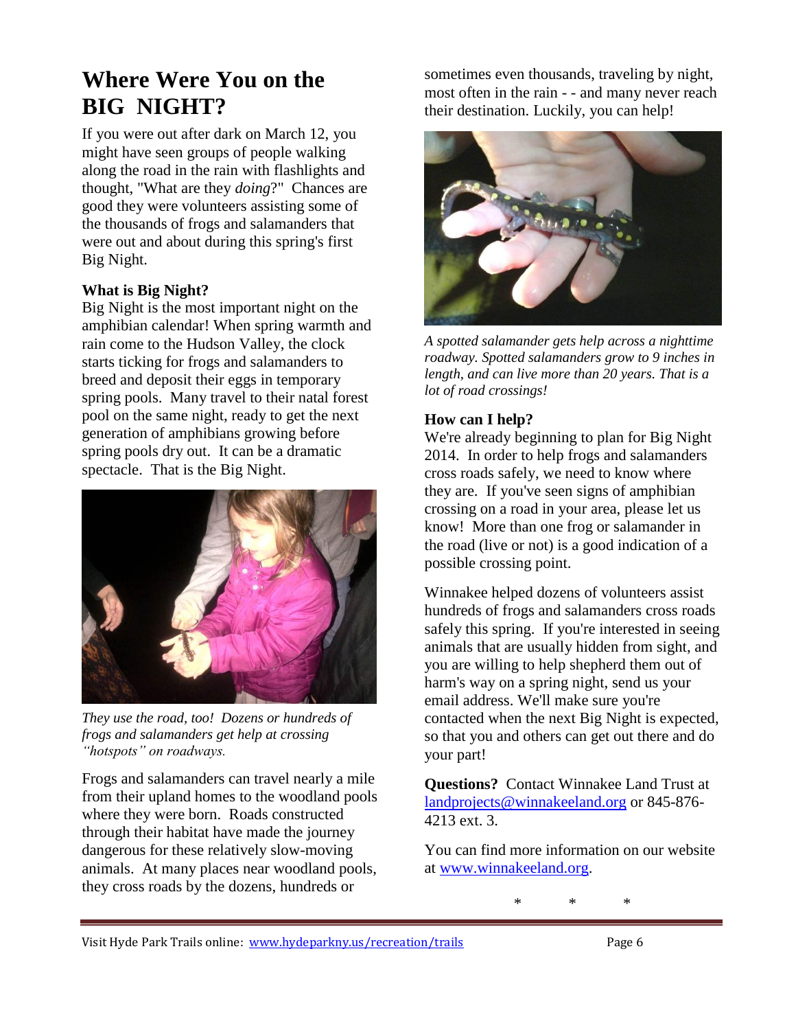# Where Were You on the BIG NIGHT?

If you were out after dark on March 12, you might have seen groups of people walking along the road in the rain with flashlights and thought, "What are they *doing*?" Chances are good they were volunteers assisting some of the thousands of frogs and salamanders that were out and about during this spring's first Big Night.

**What is Big Night?**
Big Night is the most important night on the amphibian calendar! When spring warmth and rain come to the Hudson Valley, the clock starts ticking for frogs and salamanders to breed and deposit their eggs in temporary spring pools. Many travel to their natal forest pool on the same night, ready to get the next generation of amphibians growing before spring pools dry out. It can be a dramatic spectacle. That is the Big Night.

*They use the road, too! Dozens or hundreds of frogs and salamanders get help at crossing "hotspots" on roadways.*

Frogs and salamanders can travel nearly a mile from their upland homes to the woodland pools where they were born. Roads constructed through their habitat have made the journey dangerous for these relatively slow-moving animals. At many places near woodland pools, they cross roads by the dozens, hundreds or sometimes even thousands, traveling by night, most often in the rain - - and many never reach their destination. Luckily, you can help!

*A spotted salamander gets help across a nighttime roadway. Spotted salamanders grow to 9 inches in length, and can live more than 20 years. That is a lot of road crossings!*

**How can I help?**
We're already beginning to plan for Big Night 2014. In order to help frogs and salamanders cross roads safely, we need to know where they are. If you've seen signs of amphibian crossing on a road in your area, please let us know! More than one frog or salamander in the road (live or not) is a good indication of a possible crossing point.

Winnakee helped dozens of volunteers assist hundreds of frogs and salamanders cross roads safely this spring. If you're interested in seeing animals that are usually hidden from sight, and you are willing to help shepherd them out of harm's way on a spring night, send us your email address. We'll make sure you're contacted when the next Big Night is expected, so that you and others can get out there and do your part!

**Questions?** Contact Winnakee Land Trust at landprojects@winnakeeland.org or 845-876-4213 ext. 3.

You can find more information on our website at www.winnakeeland.org.

\* \* \*

Visit Hyde Park Trails online: www.hydeparkny.us/recreation/trails